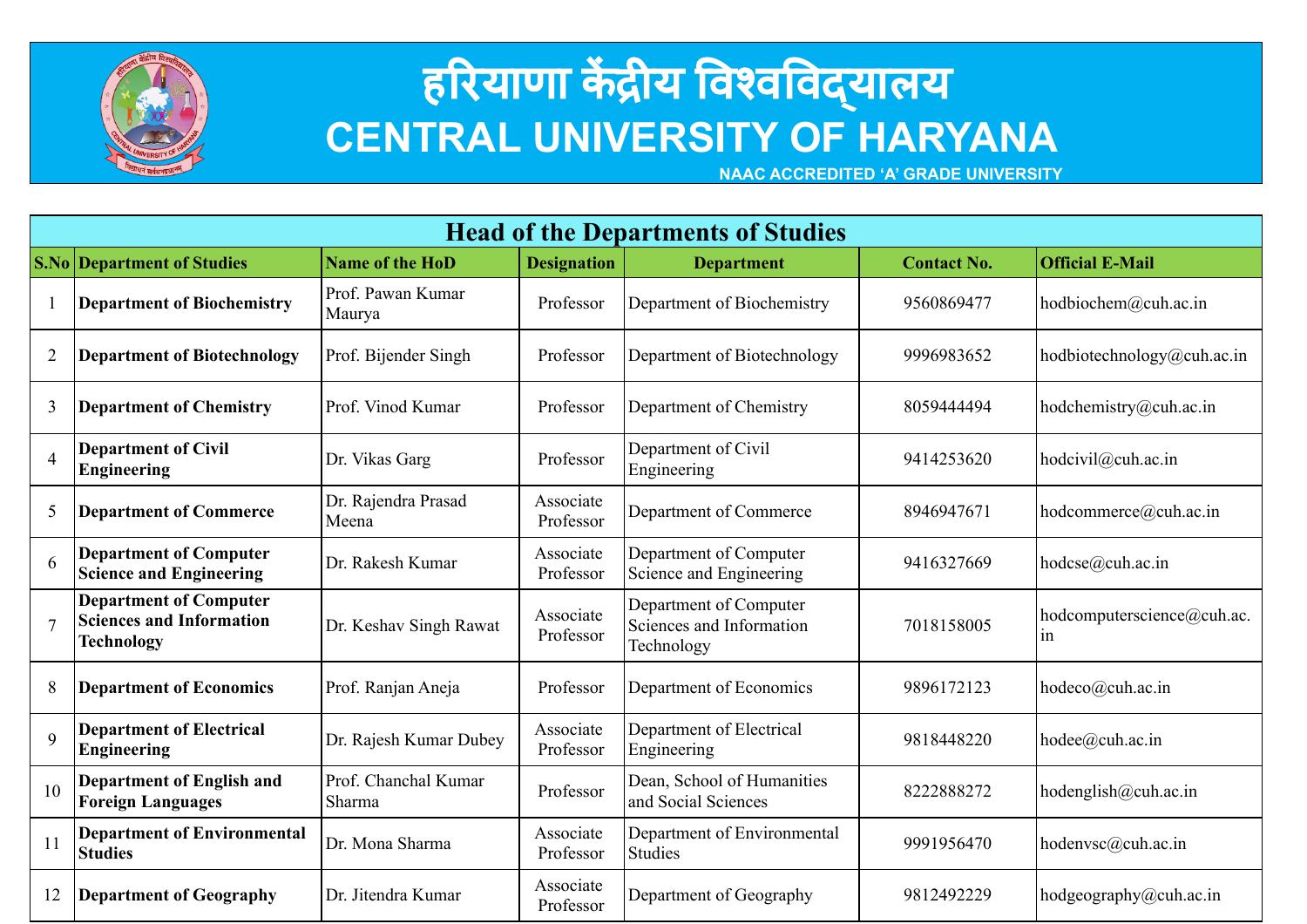# हरियाणा केंद्रीय विश्वविद्यालय

# CENTRAL UNIVERSITY OF HARYANA

NAAC ACCREDITED 'A' GRADE UNIVERSITY

## Head of the Departments of Studies

| S.No | Department of Studies | Name of the HoD | Designation | Department | Contact No. | Official E-Mail |
|---|---|---|---|---|---|---|
| 1 | **Department of Biochemistry** | Prof. Pawan Kumar Maurya | Professor | Department of Biochemistry | 9560869477 | hodbiochem@cuh.ac.in |
| 2 | **Department of Biotechnology** | Prof. Bijender Singh | Professor | Department of Biotechnology | 9996983652 | hodbiotechnology@cuh.ac.in |
| 3 | **Department of Chemistry** | Prof. Vinod Kumar | Professor | Department of Chemistry | 8059444494 | hodchemistry@cuh.ac.in |
| 4 | **Department of Civil Engineering** | Dr. Vikas Garg | Professor | Department of Civil Engineering | 9414253620 | hodcivil@cuh.ac.in |
| 5 | **Department of Commerce** | Dr. Rajendra Prasad Meena | Associate Professor | Department of Commerce | 8946947671 | hodcommerce@cuh.ac.in |
| 6 | **Department of Computer Science and Engineering** | Dr. Rakesh Kumar | Associate Professor | Department of Computer Science and Engineering | 9416327669 | hodcse@cuh.ac.in |
| 7 | **Department of Computer Sciences and Information Technology** | Dr. Keshav Singh Rawat | Associate Professor | Department of Computer Sciences and Information Technology | 7018158005 | hodcomputerscience@cuh.ac.in |
| 8 | **Department of Economics** | Prof. Ranjan Aneja | Professor | Department of Economics | 9896172123 | hodeco@cuh.ac.in |
| 9 | **Department of Electrical Engineering** | Dr. Rajesh Kumar Dubey | Associate Professor | Department of Electrical Engineering | 9818448220 | hodee@cuh.ac.in |
| 10 | **Department of English and Foreign Languages** | Prof. Chanchal Kumar Sharma | Professor | Dean, School of Humanities and Social Sciences | 8222888272 | hodenglish@cuh.ac.in |
| 11 | **Department of Environmental Studies** | Dr. Mona Sharma | Associate Professor | Department of Environmental Studies | 9991956470 | hodenvsc@cuh.ac.in |
| 12 | **Department of Geography** | Dr. Jitendra Kumar | Associate Professor | Department of Geography | 9812492229 | hodgeography@cuh.ac.in |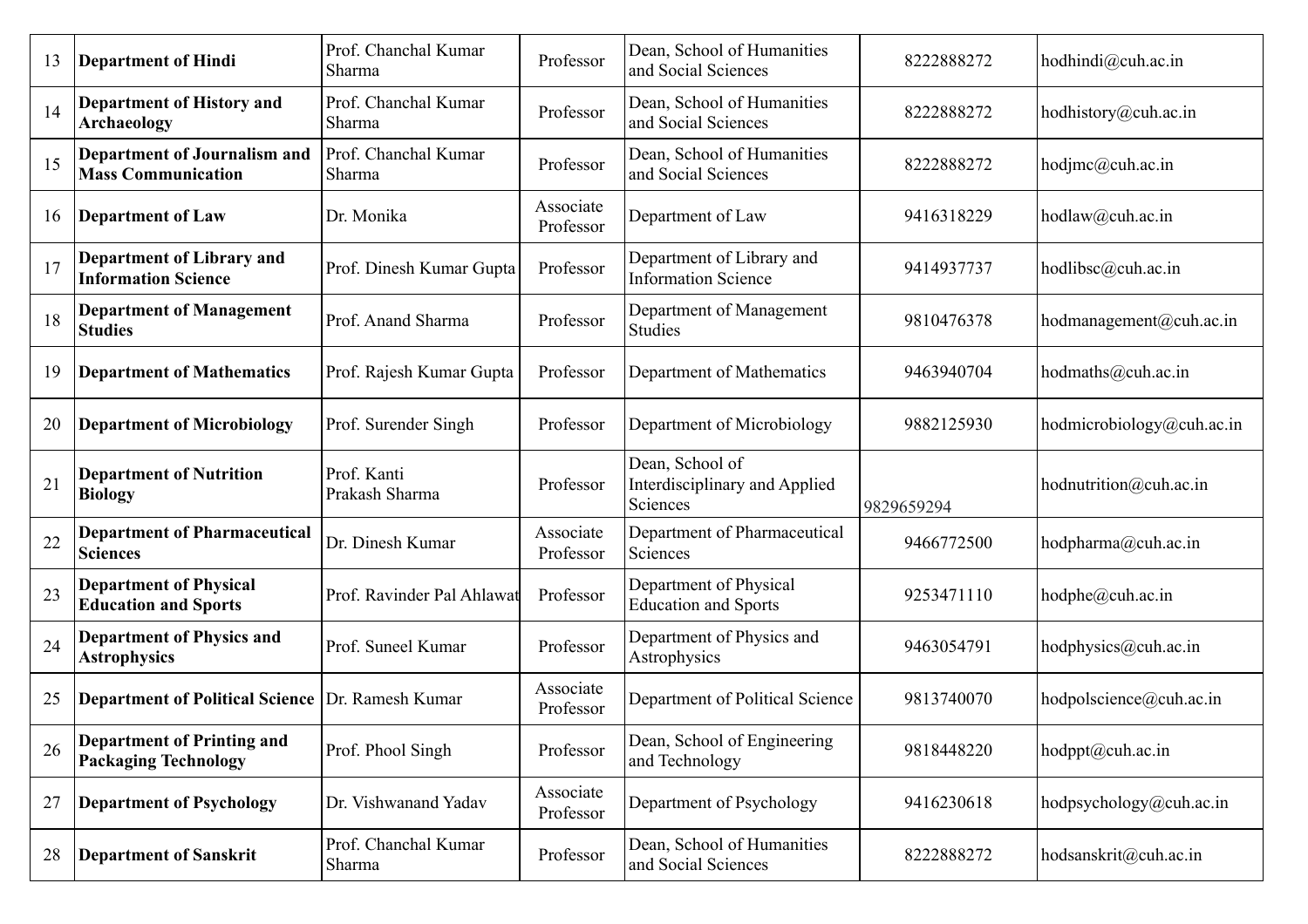| 13 | **Department of Hindi** | Prof. Chanchal Kumar Sharma | Professor | Dean, School of Humanities and Social Sciences | 8222888272 | hodhindi@cuh.ac.in |
|---|---|---|---|---|---|---|
| 14 | **Department of History and Archaeology** | Prof. Chanchal Kumar Sharma | Professor | Dean, School of Humanities and Social Sciences | 8222888272 | hodhistory@cuh.ac.in |
| 15 | **Department of Journalism and Mass Communication** | Prof. Chanchal Kumar Sharma | Professor | Dean, School of Humanities and Social Sciences | 8222888272 | hodjmc@cuh.ac.in |
| 16 | **Department of Law** | Dr. Monika | Associate Professor | Department of Law | 9416318229 | hodlaw@cuh.ac.in |
| 17 | **Department of Library and Information Science** | Prof. Dinesh Kumar Gupta | Professor | Department of Library and Information Science | 9414937737 | hodlibsc@cuh.ac.in |
| 18 | **Department of Management Studies** | Prof. Anand Sharma | Professor | Department of Management Studies | 9810476378 | hodmanagement@cuh.ac.in |
| 19 | **Department of Mathematics** | Prof. Rajesh Kumar Gupta | Professor | Department of Mathematics | 9463940704 | hodmaths@cuh.ac.in |
| 20 | **Department of Microbiology** | Prof. Surender Singh | Professor | Department of Microbiology | 9882125930 | hodmicrobiology@cuh.ac.in |
| 21 | **Department of Nutrition Biology** | Prof. Kanti Prakash Sharma | Professor | Dean, School of Interdisciplinary and Applied Sciences | 9829659294 | hodnutrition@cuh.ac.in |
| 22 | **Department of Pharmaceutical Sciences** | Dr. Dinesh Kumar | Associate Professor | Department of Pharmaceutical Sciences | 9466772500 | hodpharma@cuh.ac.in |
| 23 | **Department of Physical Education and Sports** | Prof. Ravinder Pal Ahlawat | Professor | Department of Physical Education and Sports | 9253471110 | hodphe@cuh.ac.in |
| 24 | **Department of Physics and Astrophysics** | Prof. Suneel Kumar | Professor | Department of Physics and Astrophysics | 9463054791 | hodphysics@cuh.ac.in |
| 25 | **Department of Political Science** | Dr. Ramesh Kumar | Associate Professor | Department of Political Science | 9813740070 | hodpolscience@cuh.ac.in |
| 26 | **Department of Printing and Packaging Technology** | Prof. Phool Singh | Professor | Dean, School of Engineering and Technology | 9818448220 | hodppt@cuh.ac.in |
| 27 | **Department of Psychology** | Dr. Vishwanand Yadav | Associate Professor | Department of Psychology | 9416230618 | hodpsychology@cuh.ac.in |
| 28 | **Department of Sanskrit** | Prof. Chanchal Kumar Sharma | Professor | Dean, School of Humanities and Social Sciences | 8222888272 | hodsanskrit@cuh.ac.in |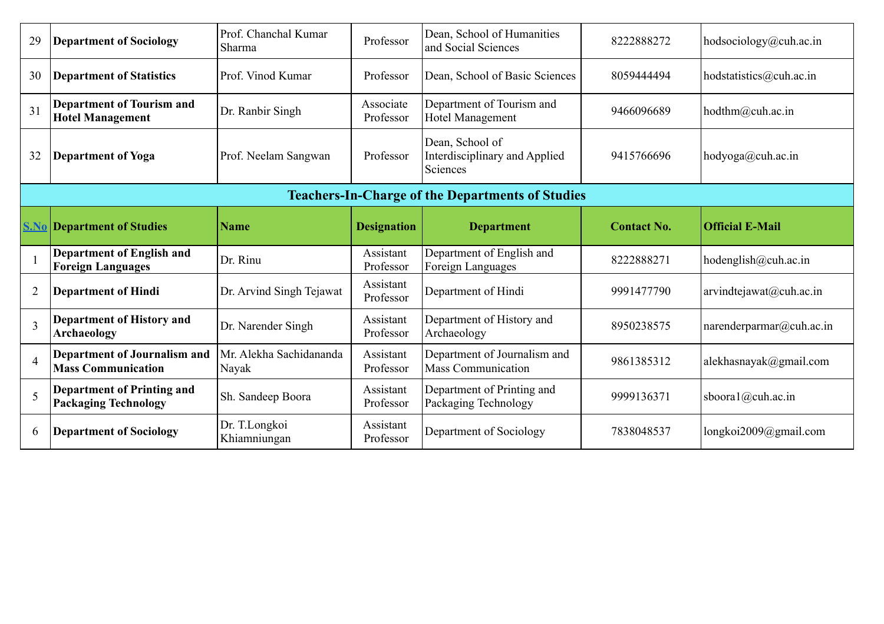| 29 | **Department of Sociology** | Prof. Chanchal Kumar Sharma | Professor | Dean, School of Humanities and Social Sciences | 8222888272 | hodsociology@cuh.ac.in |
|---|---|---|---|---|---|---|
| 30 | **Department of Statistics** | Prof. Vinod Kumar | Professor | Dean, School of Basic Sciences | 8059444494 | hodstatistics@cuh.ac.in |
| 31 | **Department of Tourism and Hotel Management** | Dr. Ranbir Singh | Associate Professor | Department of Tourism and Hotel Management | 9466096689 | hodthm@cuh.ac.in |
| 32 | **Department of Yoga** | Prof. Neelam Sangwan | Professor | Dean, School of Interdisciplinary and Applied Sciences | 9415766696 | hodyoga@cuh.ac.in |

## Teachers-In-Charge of the Departments of Studies

| S.No | Department of Studies | Name | Designation | Department | Contact No. | Official E-Mail |
|---|---|---|---|---|---|---|
| 1 | **Department of English and Foreign Languages** | Dr. Rinu | Assistant Professor | Department of English and Foreign Languages | 8222888271 | hodenglish@cuh.ac.in |
| 2 | **Department of Hindi** | Dr. Arvind Singh Tejawat | Assistant Professor | Department of Hindi | 9991477790 | arvindtejawat@cuh.ac.in |
| 3 | **Department of History and Archaeology** | Dr. Narender Singh | Assistant Professor | Department of History and Archaeology | 8950238575 | narenderparmar@cuh.ac.in |
| 4 | **Department of Journalism and Mass Communication** | Mr. Alekha Sachidananda Nayak | Assistant Professor | Department of Journalism and Mass Communication | 9861385312 | alekhasnayak@gmail.com |
| 5 | **Department of Printing and Packaging Technology** | Sh. Sandeep Boora | Assistant Professor | Department of Printing and Packaging Technology | 9999136371 | sboora1@cuh.ac.in |
| 6 | **Department of Sociology** | Dr. T.Longkoi Khiamniungan | Assistant Professor | Department of Sociology | 7838048537 | longkoi2009@gmail.com |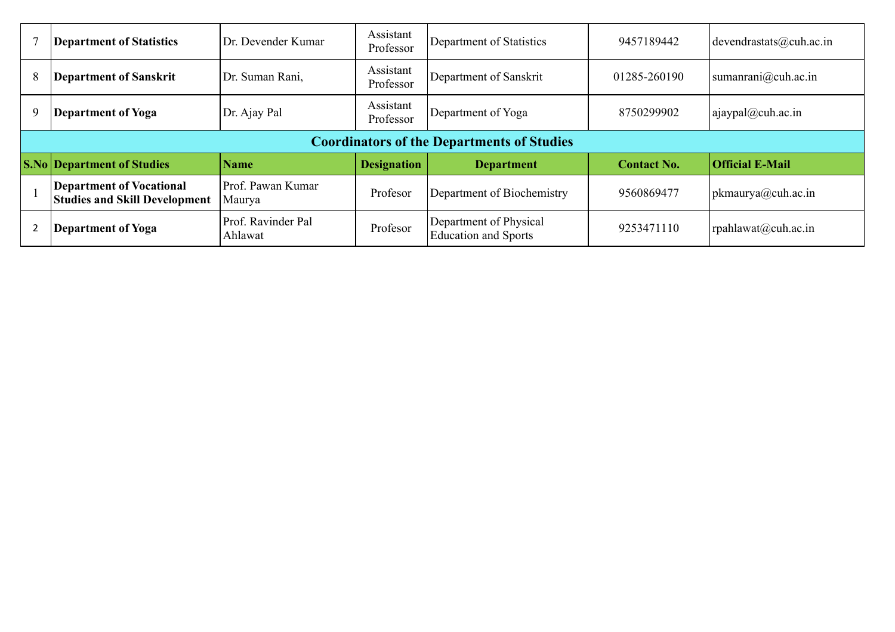| | | | | | | |
|---|---|---|---|---|---|---|
| 7 | **Department of Statistics** | Dr. Devender Kumar | Assistant Professor | Department of Statistics | 9457189442 | devendrastats@cuh.ac.in |
| 8 | **Department of Sanskrit** | Dr. Suman Rani, | Assistant Professor | Department of Sanskrit | 01285-260190 | sumanrani@cuh.ac.in |
| 9 | **Department of Yoga** | Dr. Ajay Pal | Assistant Professor | Department of Yoga | 8750299902 | ajaypal@cuh.ac.in |

## Coordinators of the Departments of Studies

| S.No | Department of Studies | Name | Designation | Department | Contact No. | Official E-Mail |
|---|---|---|---|---|---|---|
| 1 | **Department of Vocational Studies and Skill Development** | Prof. Pawan Kumar Maurya | Profesor | Department of Biochemistry | 9560869477 | pkmaurya@cuh.ac.in |
| 2 | **Department of Yoga** | Prof. Ravinder Pal Ahlawat | Profesor | Department of Physical Education and Sports | 9253471110 | rpahlawat@cuh.ac.in |